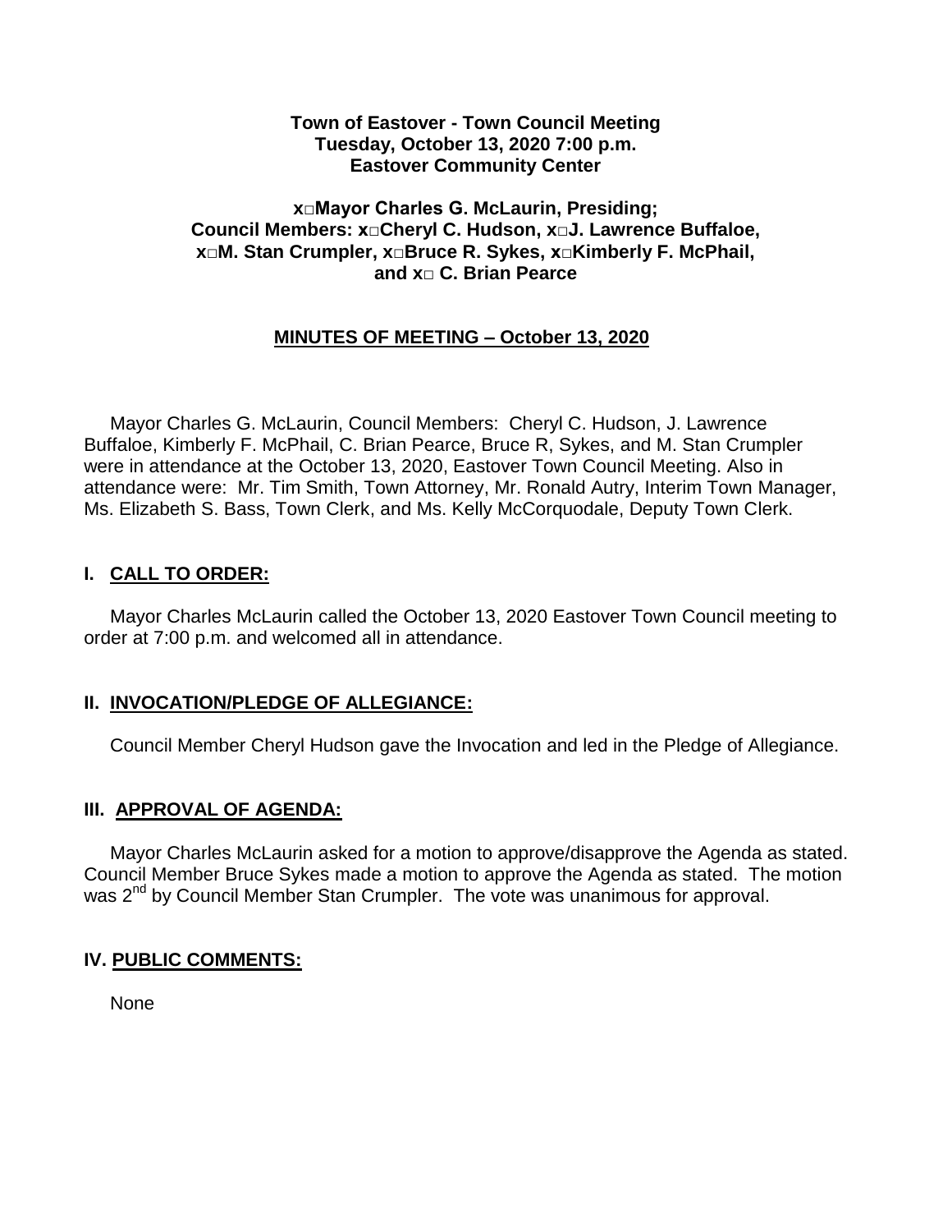**Town of Eastover - Town Council Meeting**
**Tuesday, October 13, 2020 7:00 p.m.**
**Eastover Community Center**

**x□Mayor Charles G. McLaurin, Presiding;**
**Council Members: x□Cheryl C. Hudson, x□J. Lawrence Buffaloe,**
**x□M. Stan Crumpler, x□Bruce R. Sykes, x□Kimberly F. McPhail,**
**and x□ C. Brian Pearce**

**MINUTES OF MEETING – October 13, 2020**

Mayor Charles G. McLaurin, Council Members: Cheryl C. Hudson, J. Lawrence Buffaloe, Kimberly F. McPhail, C. Brian Pearce, Bruce R, Sykes, and M. Stan Crumpler were in attendance at the October 13, 2020, Eastover Town Council Meeting. Also in attendance were: Mr. Tim Smith, Town Attorney, Mr. Ronald Autry, Interim Town Manager, Ms. Elizabeth S. Bass, Town Clerk, and Ms. Kelly McCorquodale, Deputy Town Clerk.

## I. CALL TO ORDER:

Mayor Charles McLaurin called the October 13, 2020 Eastover Town Council meeting to order at 7:00 p.m. and welcomed all in attendance.

## II. INVOCATION/PLEDGE OF ALLEGIANCE:

Council Member Cheryl Hudson gave the Invocation and led in the Pledge of Allegiance.

## III. APPROVAL OF AGENDA:

Mayor Charles McLaurin asked for a motion to approve/disapprove the Agenda as stated. Council Member Bruce Sykes made a motion to approve the Agenda as stated. The motion was 2nd by Council Member Stan Crumpler. The vote was unanimous for approval.

## IV. PUBLIC COMMENTS:

None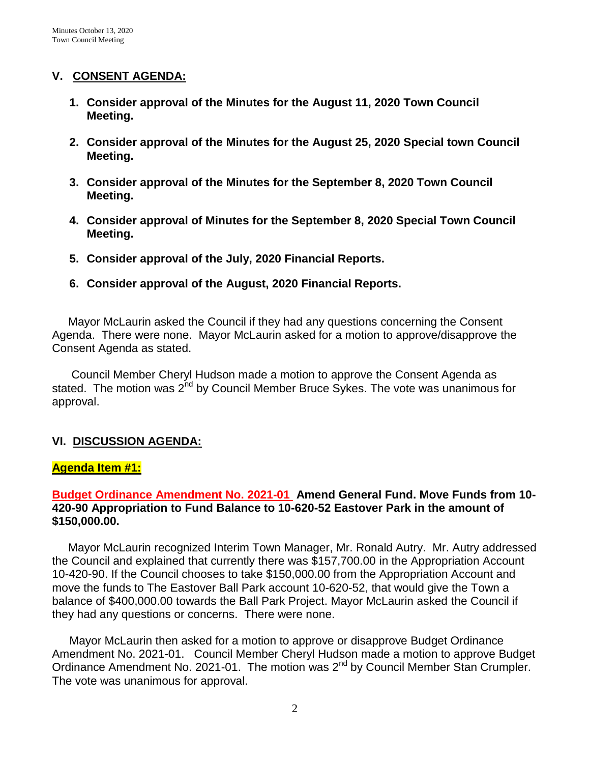## V. CONSENT AGENDA:

1. **Consider approval of the Minutes for the August 11, 2020 Town Council Meeting.**

2. **Consider approval of the Minutes for the August 25, 2020 Special town Council Meeting.**

3. **Consider approval of the Minutes for the September 8, 2020 Town Council Meeting.**

4. **Consider approval of Minutes for the September 8, 2020 Special Town Council Meeting.**

5. **Consider approval of the July, 2020 Financial Reports.**

6. **Consider approval of the August, 2020 Financial Reports.**

Mayor McLaurin asked the Council if they had any questions concerning the Consent Agenda. There were none. Mayor McLaurin asked for a motion to approve/disapprove the Consent Agenda as stated.

Council Member Cheryl Hudson made a motion to approve the Consent Agenda as stated. The motion was 2nd by Council Member Bruce Sykes. The vote was unanimous for approval.

## VI. DISCUSSION AGENDA:

### Agenda Item #1:

**Budget Ordinance Amendment No. 2021-01 Amend General Fund. Move Funds from 10-420-90 Appropriation to Fund Balance to 10-620-52 Eastover Park in the amount of $150,000.00.**

Mayor McLaurin recognized Interim Town Manager, Mr. Ronald Autry. Mr. Autry addressed the Council and explained that currently there was $157,700.00 in the Appropriation Account 10-420-90. If the Council chooses to take $150,000.00 from the Appropriation Account and move the funds to The Eastover Ball Park account 10-620-52, that would give the Town a balance of $400,000.00 towards the Ball Park Project. Mayor McLaurin asked the Council if they had any questions or concerns. There were none.

Mayor McLaurin then asked for a motion to approve or disapprove Budget Ordinance Amendment No. 2021-01. Council Member Cheryl Hudson made a motion to approve Budget Ordinance Amendment No. 2021-01. The motion was 2nd by Council Member Stan Crumpler. The vote was unanimous for approval.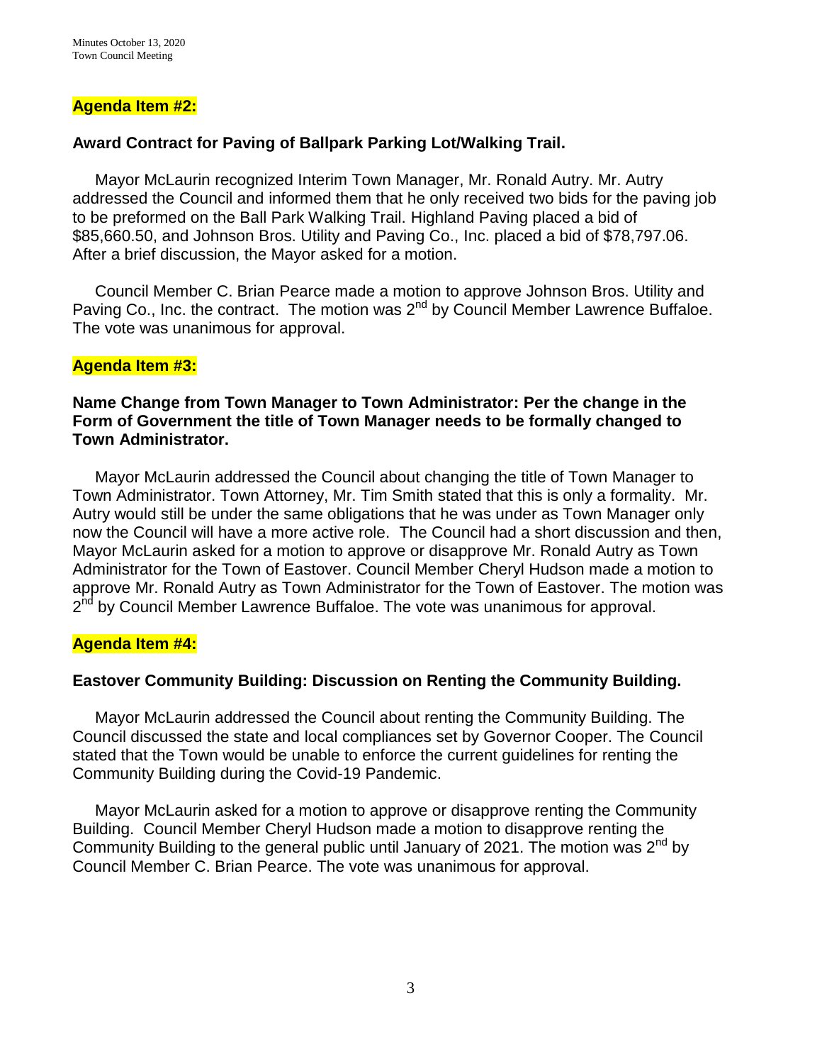**Agenda Item #2:**

**Award Contract for Paving of Ballpark Parking Lot/Walking Trail.**

Mayor McLaurin recognized Interim Town Manager, Mr. Ronald Autry. Mr. Autry addressed the Council and informed them that he only received two bids for the paving job to be preformed on the Ball Park Walking Trail. Highland Paving placed a bid of $85,660.50, and Johnson Bros. Utility and Paving Co., Inc. placed a bid of $78,797.06. After a brief discussion, the Mayor asked for a motion.

Council Member C. Brian Pearce made a motion to approve Johnson Bros. Utility and Paving Co., Inc. the contract. The motion was 2nd by Council Member Lawrence Buffaloe. The vote was unanimous for approval.

**Agenda Item #3:**

**Name Change from Town Manager to Town Administrator: Per the change in the Form of Government the title of Town Manager needs to be formally changed to Town Administrator.**

Mayor McLaurin addressed the Council about changing the title of Town Manager to Town Administrator. Town Attorney, Mr. Tim Smith stated that this is only a formality. Mr. Autry would still be under the same obligations that he was under as Town Manager only now the Council will have a more active role. The Council had a short discussion and then, Mayor McLaurin asked for a motion to approve or disapprove Mr. Ronald Autry as Town Administrator for the Town of Eastover. Council Member Cheryl Hudson made a motion to approve Mr. Ronald Autry as Town Administrator for the Town of Eastover. The motion was 2nd by Council Member Lawrence Buffaloe. The vote was unanimous for approval.

**Agenda Item #4:**

**Eastover Community Building: Discussion on Renting the Community Building.**

Mayor McLaurin addressed the Council about renting the Community Building. The Council discussed the state and local compliances set by Governor Cooper. The Council stated that the Town would be unable to enforce the current guidelines for renting the Community Building during the Covid-19 Pandemic.

Mayor McLaurin asked for a motion to approve or disapprove renting the Community Building. Council Member Cheryl Hudson made a motion to disapprove renting the Community Building to the general public until January of 2021. The motion was 2nd by Council Member C. Brian Pearce. The vote was unanimous for approval.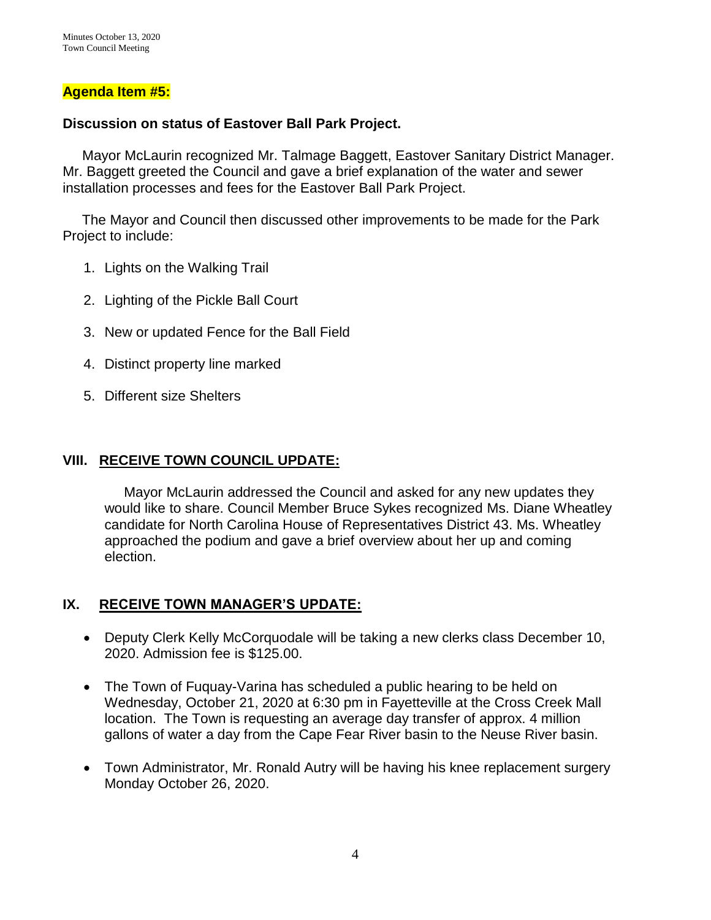**Agenda Item #5:**

**Discussion on status of Eastover Ball Park Project.**

Mayor McLaurin recognized Mr. Talmage Baggett, Eastover Sanitary District Manager. Mr. Baggett greeted the Council and gave a brief explanation of the water and sewer installation processes and fees for the Eastover Ball Park Project.

The Mayor and Council then discussed other improvements to be made for the Park Project to include:

1. Lights on the Walking Trail
2. Lighting of the Pickle Ball Court
3. New or updated Fence for the Ball Field
4. Distinct property line marked
5. Different size Shelters

## VIII. RECEIVE TOWN COUNCIL UPDATE:

Mayor McLaurin addressed the Council and asked for any new updates they would like to share. Council Member Bruce Sykes recognized Ms. Diane Wheatley candidate for North Carolina House of Representatives District 43. Ms. Wheatley approached the podium and gave a brief overview about her up and coming election.

## IX. RECEIVE TOWN MANAGER'S UPDATE:

- Deputy Clerk Kelly McCorquodale will be taking a new clerks class December 10, 2020. Admission fee is $125.00.
- The Town of Fuquay-Varina has scheduled a public hearing to be held on Wednesday, October 21, 2020 at 6:30 pm in Fayetteville at the Cross Creek Mall location. The Town is requesting an average day transfer of approx. 4 million gallons of water a day from the Cape Fear River basin to the Neuse River basin.
- Town Administrator, Mr. Ronald Autry will be having his knee replacement surgery Monday October 26, 2020.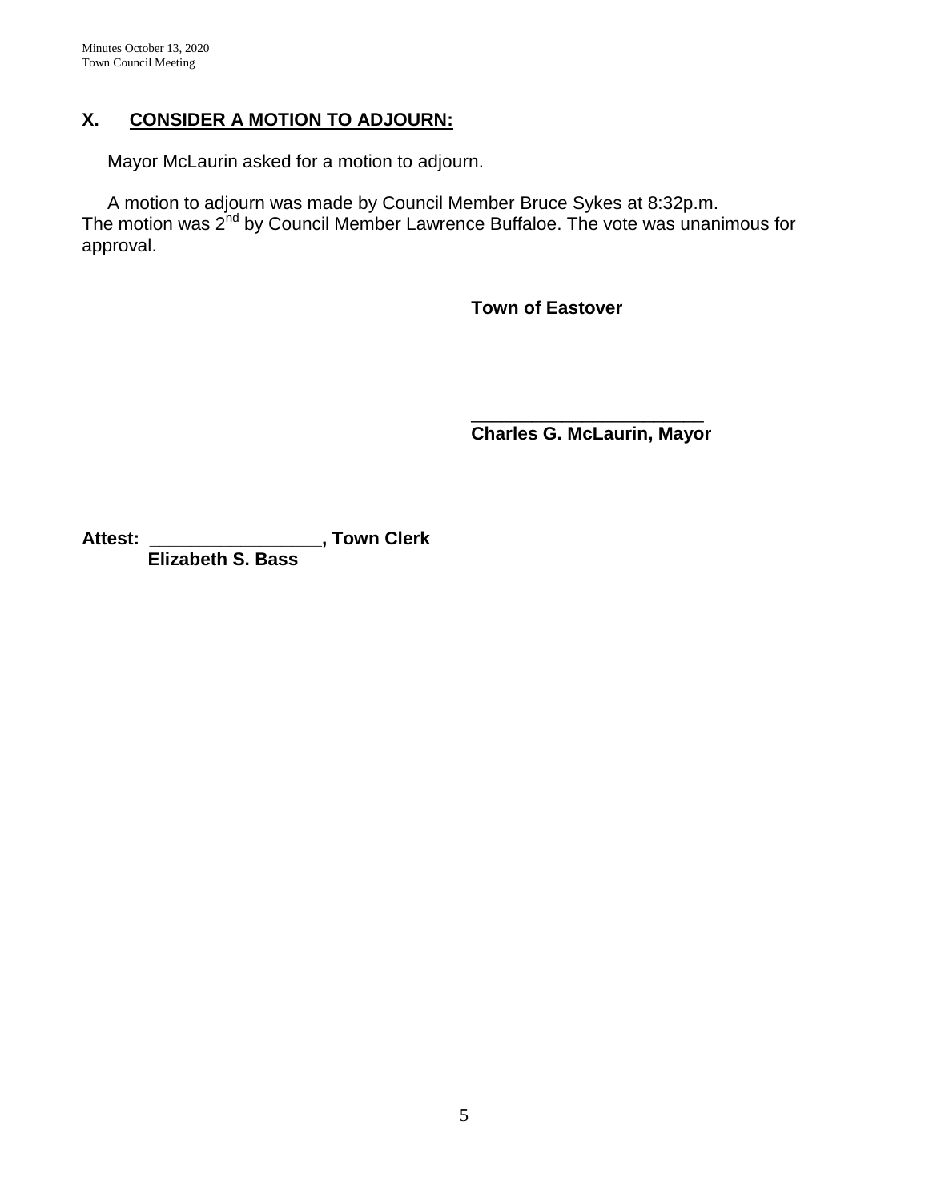## X. CONSIDER A MOTION TO ADJOURN:

Mayor McLaurin asked for a motion to adjourn.

A motion to adjourn was made by Council Member Bruce Sykes at 8:32p.m. The motion was 2nd by Council Member Lawrence Buffaloe. The vote was unanimous for approval.

**Town of Eastover**

_______________________
**Charles G. McLaurin, Mayor**

**Attest: _________________, Town Clerk**
**Elizabeth S. Bass**